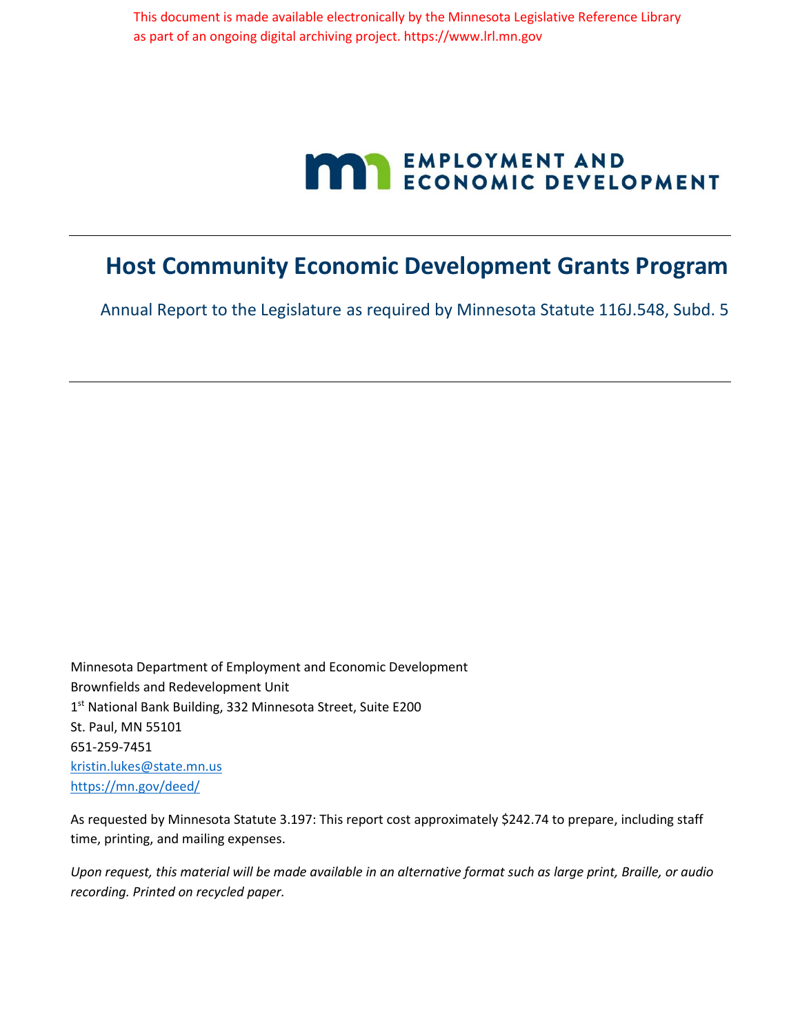This document is made available electronically by the Minnesota Legislative Reference Library as part of an ongoing digital archiving project. https://www.lrl.mn.gov

EMPLOYMENT AND ECONOMIC DEVELOPMENT

# Host Community Economic Development Grants Program

Annual Report to the Legislature as required by Minnesota Statute 116J.548, Subd. 5

Minnesota Department of Employment and Economic Development
Brownfields and Redevelopment Unit
1st National Bank Building, 332 Minnesota Street, Suite E200
St. Paul, MN 55101
651-259-7451
kristin.lukes@state.mn.us
https://mn.gov/deed/

As requested by Minnesota Statute 3.197: This report cost approximately $242.74 to prepare, including staff time, printing, and mailing expenses.

*Upon request, this material will be made available in an alternative format such as large print, Braille, or audio recording. Printed on recycled paper.*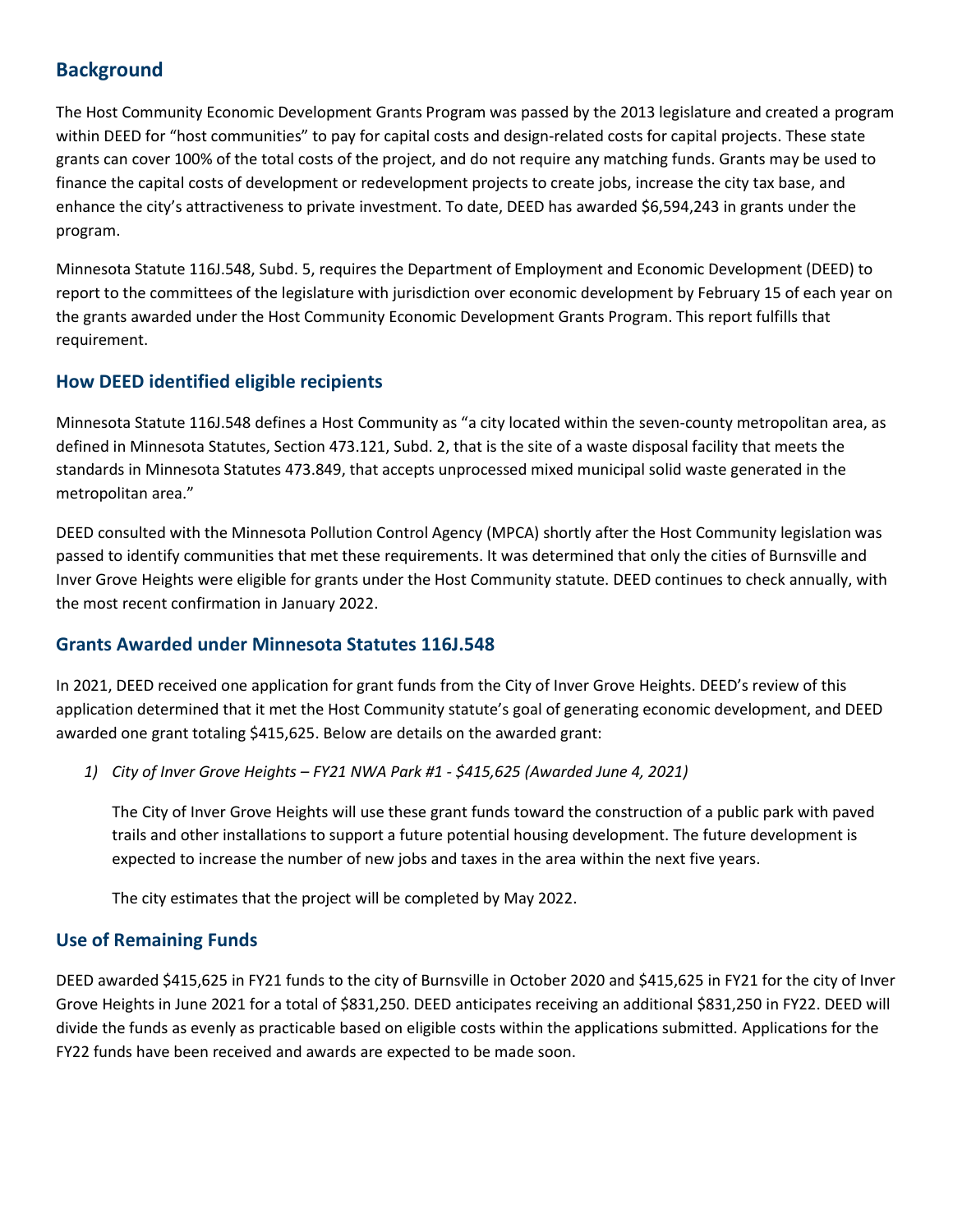## Background

The Host Community Economic Development Grants Program was passed by the 2013 legislature and created a program within DEED for "host communities" to pay for capital costs and design-related costs for capital projects. These state grants can cover 100% of the total costs of the project, and do not require any matching funds. Grants may be used to finance the capital costs of development or redevelopment projects to create jobs, increase the city tax base, and enhance the city's attractiveness to private investment. To date, DEED has awarded $6,594,243 in grants under the program.

Minnesota Statute 116J.548, Subd. 5, requires the Department of Employment and Economic Development (DEED) to report to the committees of the legislature with jurisdiction over economic development by February 15 of each year on the grants awarded under the Host Community Economic Development Grants Program. This report fulfills that requirement.

## How DEED identified eligible recipients

Minnesota Statute 116J.548 defines a Host Community as "a city located within the seven-county metropolitan area, as defined in Minnesota Statutes, Section 473.121, Subd. 2, that is the site of a waste disposal facility that meets the standards in Minnesota Statutes 473.849, that accepts unprocessed mixed municipal solid waste generated in the metropolitan area."

DEED consulted with the Minnesota Pollution Control Agency (MPCA) shortly after the Host Community legislation was passed to identify communities that met these requirements. It was determined that only the cities of Burnsville and Inver Grove Heights were eligible for grants under the Host Community statute. DEED continues to check annually, with the most recent confirmation in January 2022.

## Grants Awarded under Minnesota Statutes 116J.548

In 2021, DEED received one application for grant funds from the City of Inver Grove Heights. DEED's review of this application determined that it met the Host Community statute's goal of generating economic development, and DEED awarded one grant totaling $415,625. Below are details on the awarded grant:

1) *City of Inver Grove Heights – FY21 NWA Park #1 - $415,625 (Awarded June 4, 2021)*

   The City of Inver Grove Heights will use these grant funds toward the construction of a public park with paved trails and other installations to support a future potential housing development. The future development is expected to increase the number of new jobs and taxes in the area within the next five years.

   The city estimates that the project will be completed by May 2022.

## Use of Remaining Funds

DEED awarded $415,625 in FY21 funds to the city of Burnsville in October 2020 and $415,625 in FY21 for the city of Inver Grove Heights in June 2021 for a total of $831,250. DEED anticipates receiving an additional $831,250 in FY22. DEED will divide the funds as evenly as practicable based on eligible costs within the applications submitted. Applications for the FY22 funds have been received and awards are expected to be made soon.